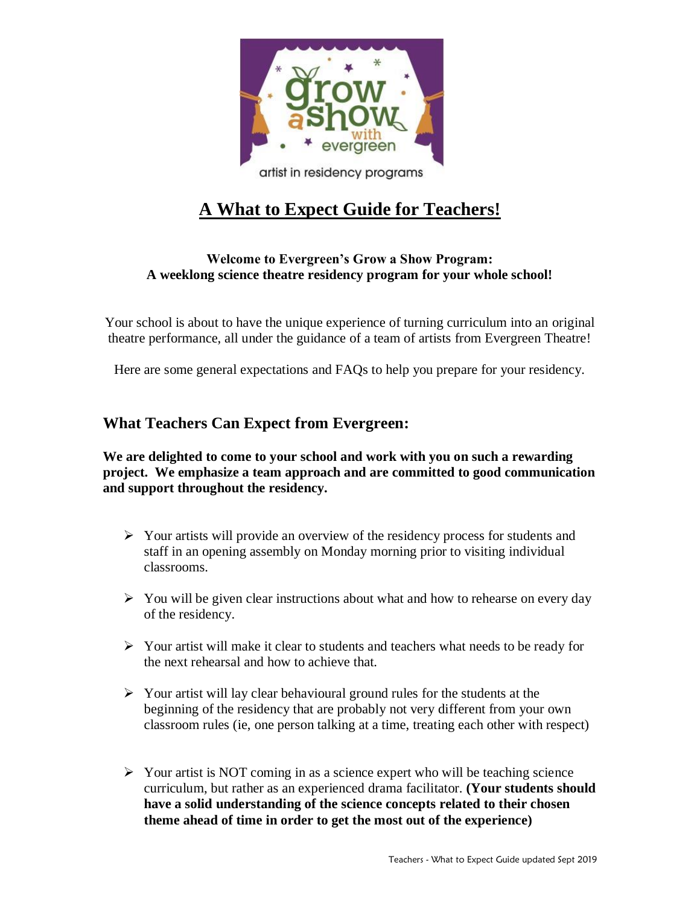grow a show with evergreen

artist in residency programs

# A What to Expect Guide for Teachers!

**Welcome to Evergreen's Grow a Show Program:**
**A weeklong science theatre residency program for your whole school!**

Your school is about to have the unique experience of turning curriculum into an original theatre performance, all under the guidance of a team of artists from Evergreen Theatre!

Here are some general expectations and FAQs to help you prepare for your residency.

## What Teachers Can Expect from Evergreen:

**We are delighted to come to your school and work with you on such a rewarding project. We emphasize a team approach and are committed to good communication and support throughout the residency.**

- Your artists will provide an overview of the residency process for students and staff in an opening assembly on Monday morning prior to visiting individual classrooms.
- You will be given clear instructions about what and how to rehearse on every day of the residency.
- Your artist will make it clear to students and teachers what needs to be ready for the next rehearsal and how to achieve that.
- Your artist will lay clear behavioural ground rules for the students at the beginning of the residency that are probably not very different from your own classroom rules (ie, one person talking at a time, treating each other with respect)
- Your artist is NOT coming in as a science expert who will be teaching science curriculum, but rather as an experienced drama facilitator. **(Your students should have a solid understanding of the science concepts related to their chosen theme ahead of time in order to get the most out of the experience)**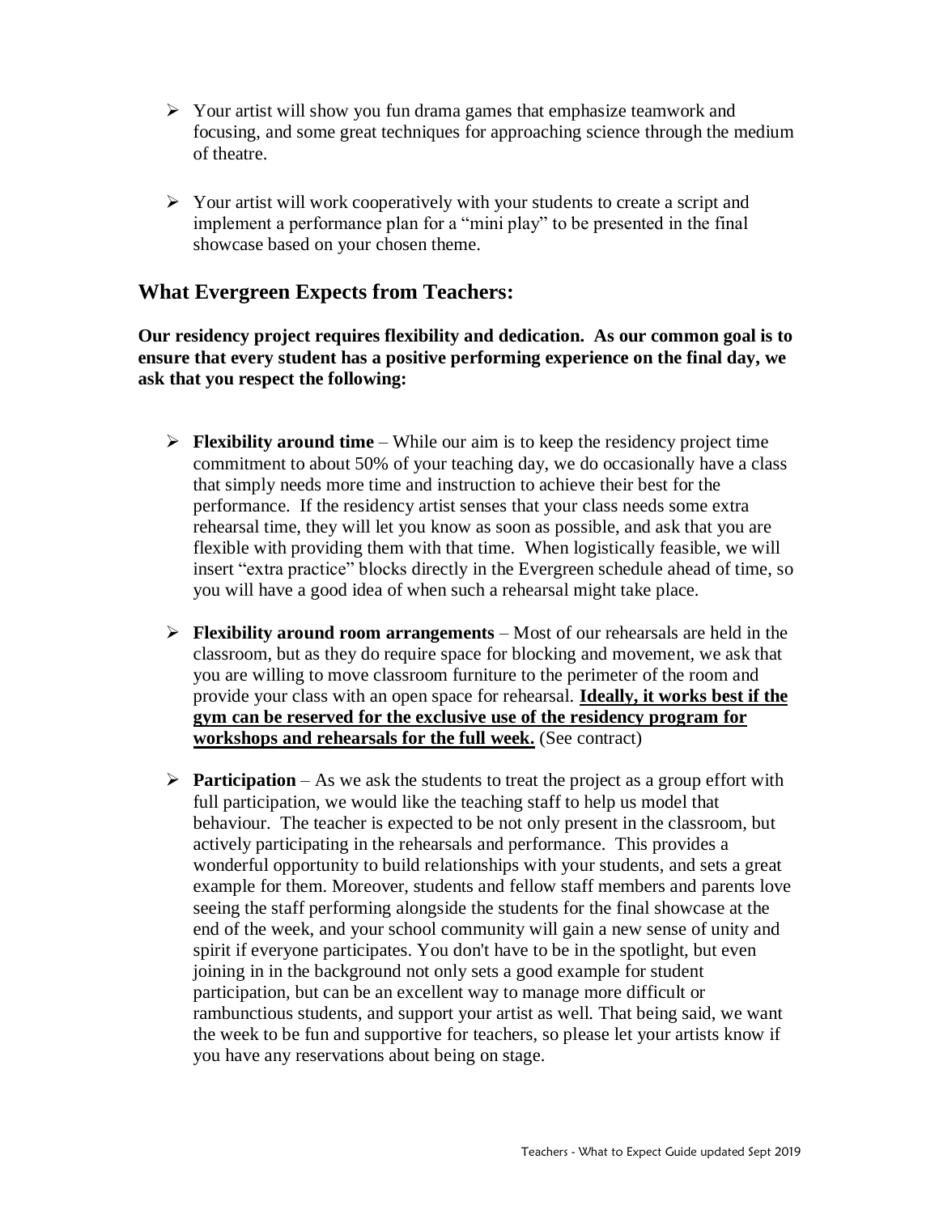- Your artist will show you fun drama games that emphasize teamwork and focusing, and some great techniques for approaching science through the medium of theatre.

- Your artist will work cooperatively with your students to create a script and implement a performance plan for a "mini play" to be presented in the final showcase based on your chosen theme.

## What Evergreen Expects from Teachers:

**Our residency project requires flexibility and dedication. As our common goal is to ensure that every student has a positive performing experience on the final day, we ask that you respect the following:**

- **Flexibility around time** – While our aim is to keep the residency project time commitment to about 50% of your teaching day, we do occasionally have a class that simply needs more time and instruction to achieve their best for the performance. If the residency artist senses that your class needs some extra rehearsal time, they will let you know as soon as possible, and ask that you are flexible with providing them with that time. When logistically feasible, we will insert "extra practice" blocks directly in the Evergreen schedule ahead of time, so you will have a good idea of when such a rehearsal might take place.

- **Flexibility around room arrangements** – Most of our rehearsals are held in the classroom, but as they do require space for blocking and movement, we ask that you are willing to move classroom furniture to the perimeter of the room and provide your class with an open space for rehearsal. **Ideally, it works best if the gym can be reserved for the exclusive use of the residency program for workshops and rehearsals for the full week.** (See contract)

- **Participation** – As we ask the students to treat the project as a group effort with full participation, we would like the teaching staff to help us model that behaviour. The teacher is expected to be not only present in the classroom, but actively participating in the rehearsals and performance. This provides a wonderful opportunity to build relationships with your students, and sets a great example for them. Moreover, students and fellow staff members and parents love seeing the staff performing alongside the students for the final showcase at the end of the week, and your school community will gain a new sense of unity and spirit if everyone participates. You don't have to be in the spotlight, but even joining in in the background not only sets a good example for student participation, but can be an excellent way to manage more difficult or rambunctious students, and support your artist as well. That being said, we want the week to be fun and supportive for teachers, so please let your artists know if you have any reservations about being on stage.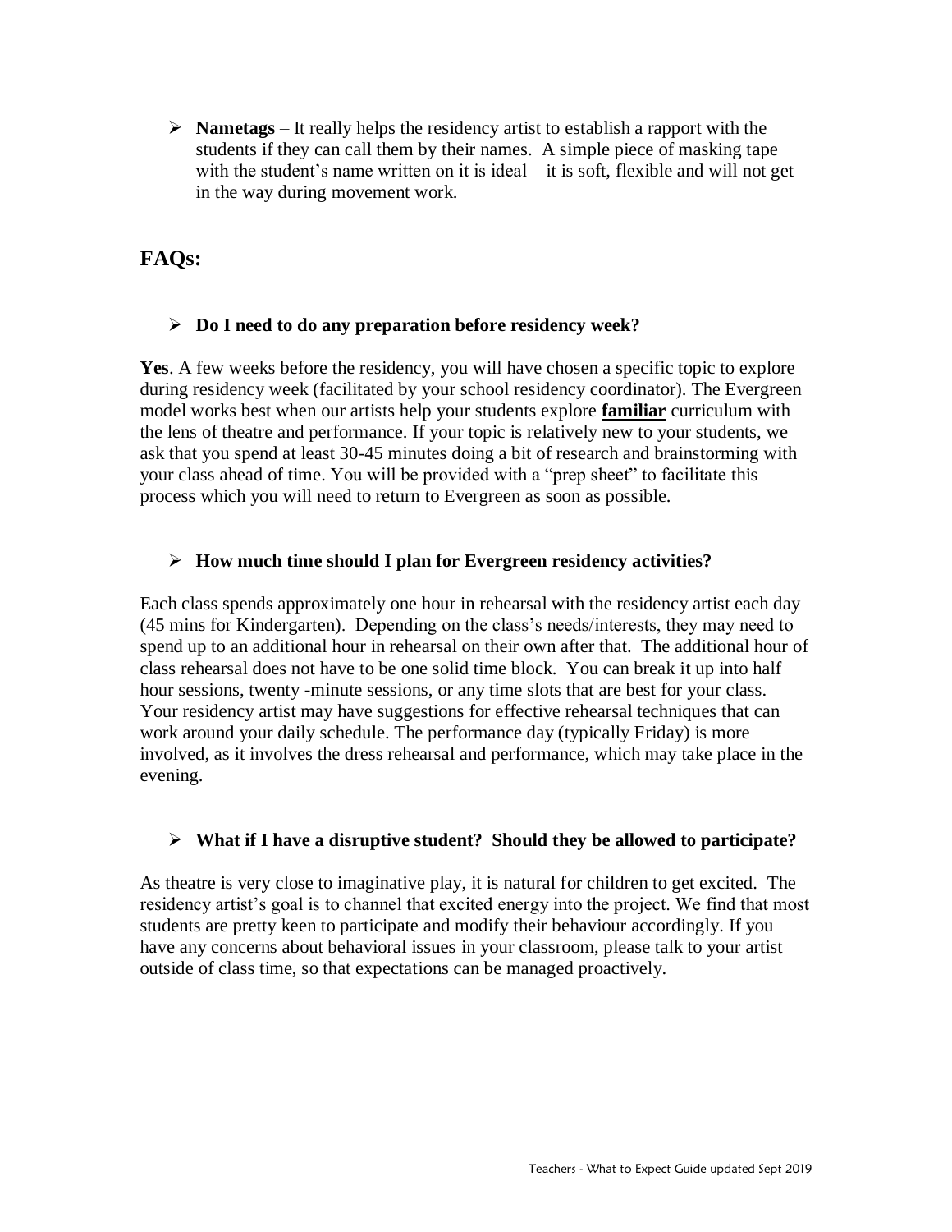- **Nametags** – It really helps the residency artist to establish a rapport with the students if they can call them by their names. A simple piece of masking tape with the student's name written on it is ideal – it is soft, flexible and will not get in the way during movement work.

## FAQs:

- **Do I need to do any preparation before residency week?**

**Yes**. A few weeks before the residency, you will have chosen a specific topic to explore during residency week (facilitated by your school residency coordinator). The Evergreen model works best when our artists help your students explore **familiar** curriculum with the lens of theatre and performance. If your topic is relatively new to your students, we ask that you spend at least 30-45 minutes doing a bit of research and brainstorming with your class ahead of time. You will be provided with a "prep sheet" to facilitate this process which you will need to return to Evergreen as soon as possible.

- **How much time should I plan for Evergreen residency activities?**

Each class spends approximately one hour in rehearsal with the residency artist each day (45 mins for Kindergarten). Depending on the class's needs/interests, they may need to spend up to an additional hour in rehearsal on their own after that. The additional hour of class rehearsal does not have to be one solid time block. You can break it up into half hour sessions, twenty -minute sessions, or any time slots that are best for your class. Your residency artist may have suggestions for effective rehearsal techniques that can work around your daily schedule. The performance day (typically Friday) is more involved, as it involves the dress rehearsal and performance, which may take place in the evening.

- **What if I have a disruptive student? Should they be allowed to participate?**

As theatre is very close to imaginative play, it is natural for children to get excited. The residency artist's goal is to channel that excited energy into the project. We find that most students are pretty keen to participate and modify their behaviour accordingly. If you have any concerns about behavioral issues in your classroom, please talk to your artist outside of class time, so that expectations can be managed proactively.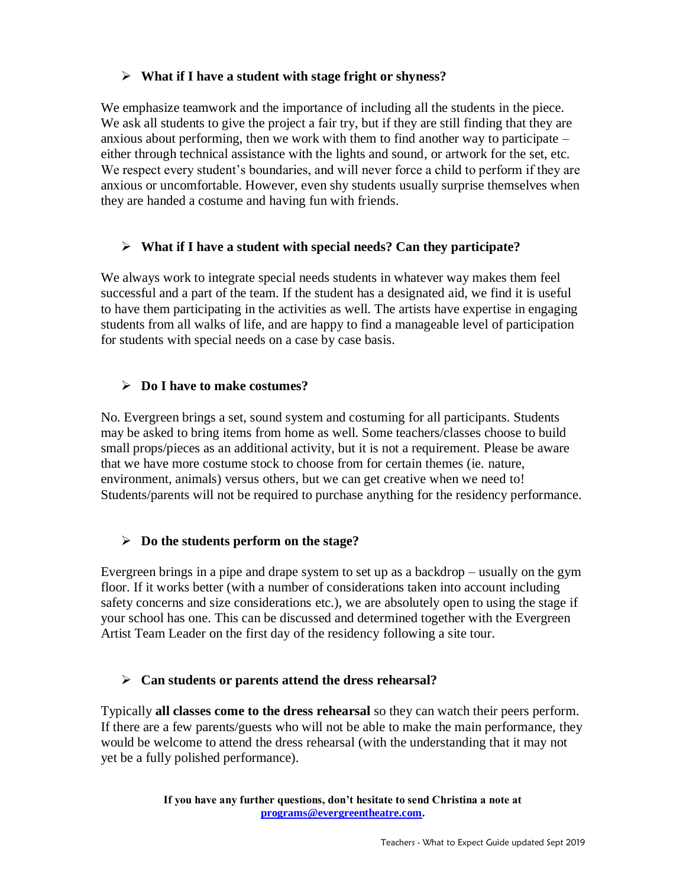- **What if I have a student with stage fright or shyness?**

We emphasize teamwork and the importance of including all the students in the piece. We ask all students to give the project a fair try, but if they are still finding that they are anxious about performing, then we work with them to find another way to participate – either through technical assistance with the lights and sound, or artwork for the set, etc. We respect every student's boundaries, and will never force a child to perform if they are anxious or uncomfortable. However, even shy students usually surprise themselves when they are handed a costume and having fun with friends.

- **What if I have a student with special needs? Can they participate?**

We always work to integrate special needs students in whatever way makes them feel successful and a part of the team. If the student has a designated aid, we find it is useful to have them participating in the activities as well. The artists have expertise in engaging students from all walks of life, and are happy to find a manageable level of participation for students with special needs on a case by case basis.

- **Do I have to make costumes?**

No. Evergreen brings a set, sound system and costuming for all participants. Students may be asked to bring items from home as well. Some teachers/classes choose to build small props/pieces as an additional activity, but it is not a requirement. Please be aware that we have more costume stock to choose from for certain themes (ie. nature, environment, animals) versus others, but we can get creative when we need to! Students/parents will not be required to purchase anything for the residency performance.

- **Do the students perform on the stage?**

Evergreen brings in a pipe and drape system to set up as a backdrop – usually on the gym floor. If it works better (with a number of considerations taken into account including safety concerns and size considerations etc.), we are absolutely open to using the stage if your school has one. This can be discussed and determined together with the Evergreen Artist Team Leader on the first day of the residency following a site tour.

- **Can students or parents attend the dress rehearsal?**

Typically **all classes come to the dress rehearsal** so they can watch their peers perform. If there are a few parents/guests who will not be able to make the main performance, they would be welcome to attend the dress rehearsal (with the understanding that it may not yet be a fully polished performance).

**If you have any further questions, don't hesitate to send Christina a note at [programs@evergreentheatre.com](mailto:programs@evergreentheatre.com).**